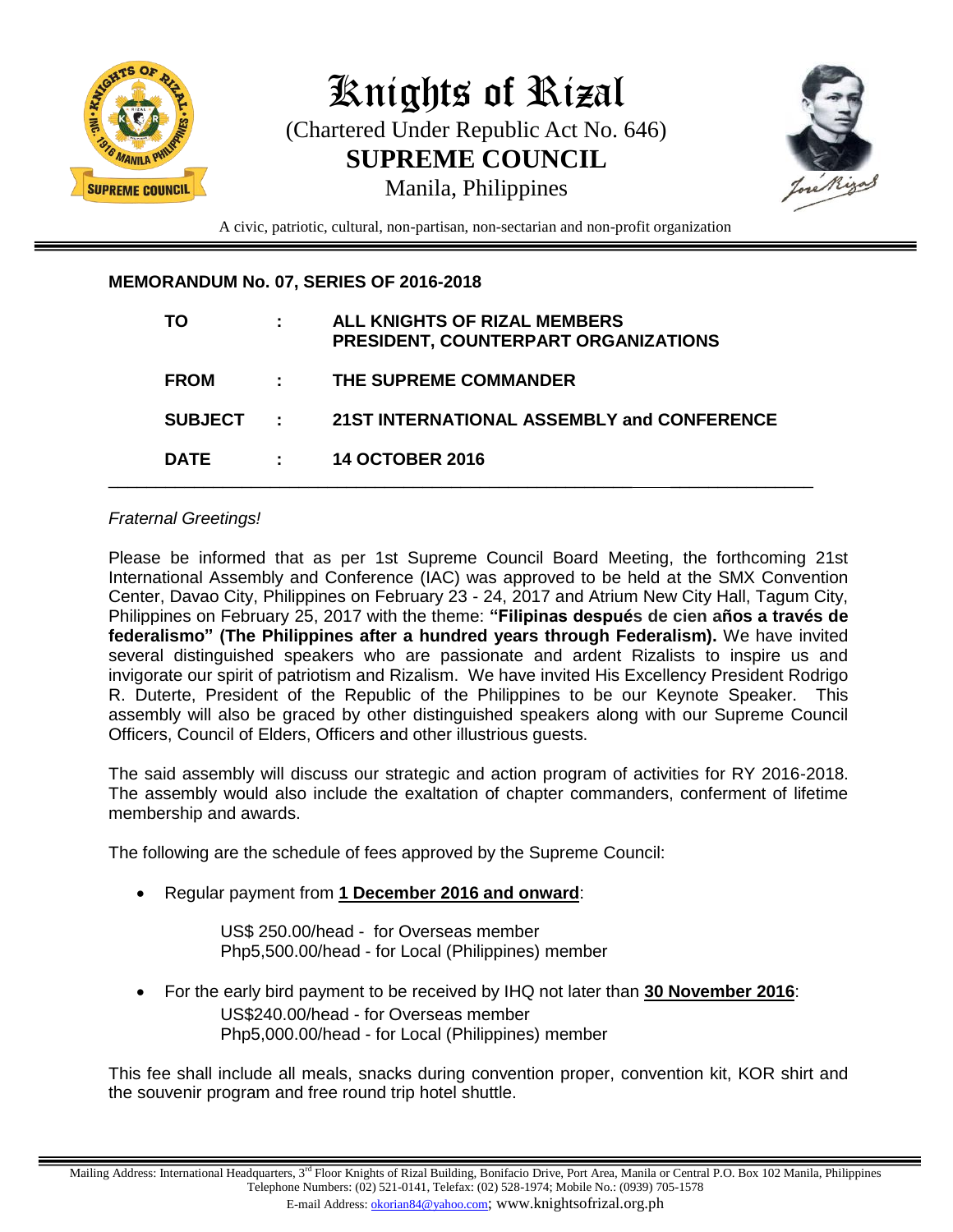# Knights of Rizal

(Chartered Under Republic Act No. 646)

**SUPREME COUNCIL**

Manila, Philippines

A civic, patriotic, cultural, non-partisan, non-sectarian and non-profit organization

**MEMORANDUM No. 07, SERIES OF 2016-2018**

| | | |
|---|---|---|
| **TO** | **:** | **ALL KNIGHTS OF RIZAL MEMBERS**<br>**PRESIDENT, COUNTERPART ORGANIZATIONS** |
| **FROM** | **:** | **THE SUPREME COMMANDER** |
| **SUBJECT** | **:** | **21ST INTERNATIONAL ASSEMBLY and CONFERENCE** |
| **DATE** | **:** | **14 OCTOBER 2016** |

*Fraternal Greetings!*

Please be informed that as per 1st Supreme Council Board Meeting, the forthcoming 21st International Assembly and Conference (IAC) was approved to be held at the SMX Convention Center, Davao City, Philippines on February 23 - 24, 2017 and Atrium New City Hall, Tagum City, Philippines on February 25, 2017 with the theme: **"Filipinas después de cien años a través de federalismo" (The Philippines after a hundred years through Federalism).** We have invited several distinguished speakers who are passionate and ardent Rizalists to inspire us and invigorate our spirit of patriotism and Rizalism. We have invited His Excellency President Rodrigo R. Duterte, President of the Republic of the Philippines to be our Keynote Speaker. This assembly will also be graced by other distinguished speakers along with our Supreme Council Officers, Council of Elders, Officers and other illustrious guests.

The said assembly will discuss our strategic and action program of activities for RY 2016-2018. The assembly would also include the exaltation of chapter commanders, conferment of lifetime membership and awards.

The following are the schedule of fees approved by the Supreme Council:

- Regular payment from **1 December 2016 and onward**:

  US$ 250.00/head - for Overseas member
  Php5,500.00/head - for Local (Philippines) member

- For the early bird payment to be received by IHQ not later than **30 November 2016**:

  US$240.00/head - for Overseas member
  Php5,000.00/head - for Local (Philippines) member

This fee shall include all meals, snacks during convention proper, convention kit, KOR shirt and the souvenir program and free round trip hotel shuttle.

Mailing Address: International Headquarters, 3rd Floor Knights of Rizal Building, Bonifacio Drive, Port Area, Manila or Central P.O. Box 102 Manila, Philippines
Telephone Numbers: (02) 521-0141, Telefax: (02) 528-1974; Mobile No.: (0939) 705-1578
E-mail Address: okorian84@yahoo.com; www.knightsofrizal.org.ph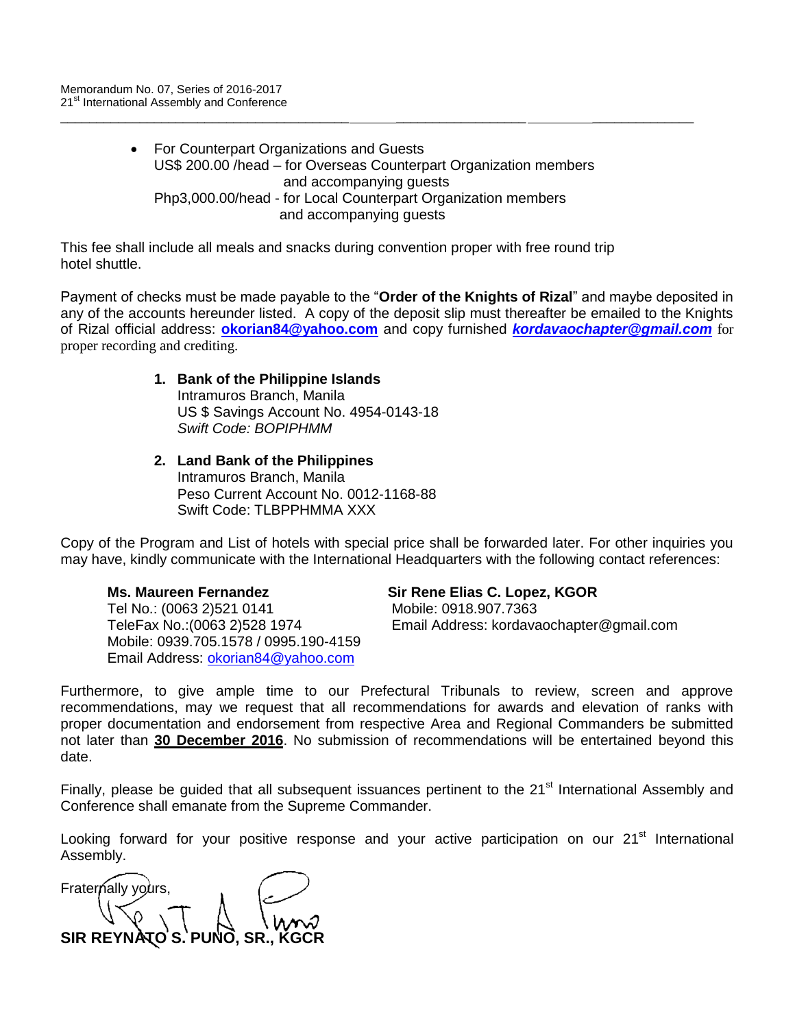- For Counterpart Organizations and Guests
  US$ 200.00 /head – for Overseas Counterpart Organization members and accompanying guests
  Php3,000.00/head - for Local Counterpart Organization members and accompanying guests

This fee shall include all meals and snacks during convention proper with free round trip hotel shuttle.

Payment of checks must be made payable to the "**Order of the Knights of Rizal**" and maybe deposited in any of the accounts hereunder listed. A copy of the deposit slip must thereafter be emailed to the Knights of Rizal official address: **okorian84@yahoo.com** and copy furnished ***kordavaochapter@gmail.com*** for proper recording and crediting.

1. **Bank of the Philippine Islands**
   Intramuros Branch, Manila
   US $ Savings Account No. 4954-0143-18
   *Swift Code: BOPIPHMM*

2. **Land Bank of the Philippines**
   Intramuros Branch, Manila
   Peso Current Account No. 0012-1168-88
   Swift Code: TLBPPHMMA XXX

Copy of the Program and List of hotels with special price shall be forwarded later. For other inquiries you may have, kindly communicate with the International Headquarters with the following contact references:

**Ms. Maureen Fernandez**
Tel No.: (0063 2)521 0141
TeleFax No.:(0063 2)528 1974
Mobile: 0939.705.1578 / 0995.190-4159
Email Address: okorian84@yahoo.com

**Sir Rene Elias C. Lopez, KGOR**
Mobile: 0918.907.7363
Email Address: kordavaochapter@gmail.com

Furthermore, to give ample time to our Prefectural Tribunals to review, screen and approve recommendations, may we request that all recommendations for awards and elevation of ranks with proper documentation and endorsement from respective Area and Regional Commanders be submitted not later than **30 December 2016**. No submission of recommendations will be entertained beyond this date.

Finally, please be guided that all subsequent issuances pertinent to the 21st International Assembly and Conference shall emanate from the Supreme Commander.

Looking forward for your positive response and your active participation on our 21st International Assembly.

Fraternally yours,

**SIR REYNATO S. PUNO, SR., KGCR**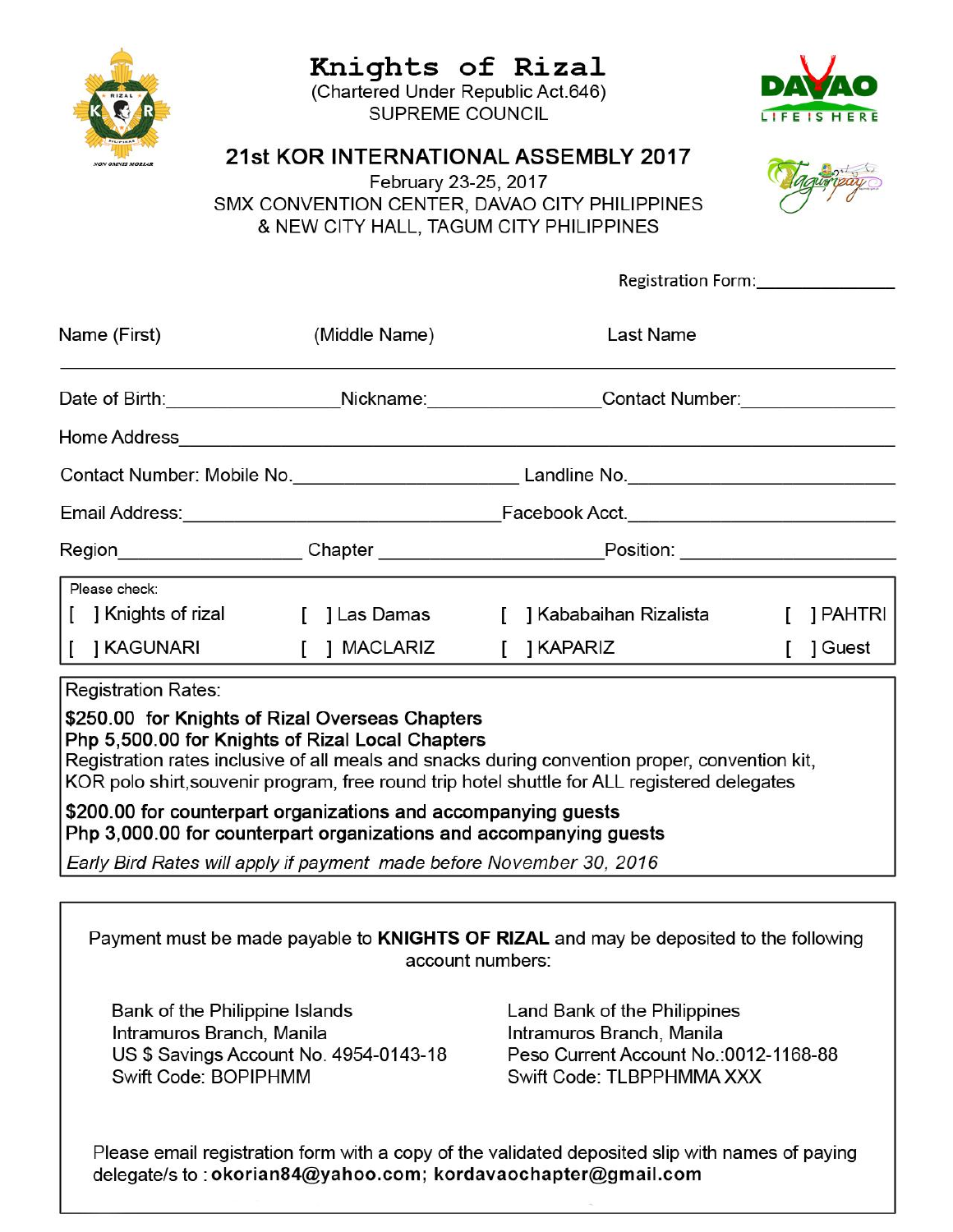# Knights of Rizal

(Chartered Under Republic Act.646)
SUPREME COUNCIL

NON OMNIS MORIAR

DAVAO LIFE IS HERE

## 21st KOR INTERNATIONAL ASSEMBLY 2017

February 23-25, 2017
SMX CONVENTION CENTER, DAVAO CITY PHILIPPINES
& NEW CITY HALL, TAGUM CITY PHILIPPINES

Registration Form:______________

Name (First) (Middle Name) Last Name

_______________________________________________________________

Date of Birth:________________Nickname:________________Contact Number:______________

Home Address_______________________________________________________________

Contact Number: Mobile No.______________________ Landline No.________________________

Email Address:______________________________Facebook Acct.________________________

Region_________________ Chapter ____________________Position: __________________

Please check:

| | | | |
|---|---|---|---|
| [ ] Knights of rizal | [ ] Las Damas | [ ] Kababaihan Rizalista | [ ] PAHTRI |
| [ ] KAGUNARI | [ ] MACLARIZ | [ ] KAPARIZ | [ ] Guest |

Registration Rates:

**$250.00 for Knights of Rizal Overseas Chapters**
**Php 5,500.00 for Knights of Rizal Local Chapters**
Registration rates inclusive of all meals and snacks during convention proper, convention kit, KOR polo shirt,souvenir program, free round trip hotel shuttle for ALL registered delegates

**$200.00 for counterpart organizations and accompanying guests**
**Php 3,000.00 for counterpart organizations and accompanying guests**

*Early Bird Rates will apply if payment made before November 30, 2016*

Payment must be made payable to **KNIGHTS OF RIZAL** and may be deposited to the following account numbers:

Bank of the Philippine Islands
Intramuros Branch, Manila
US $ Savings Account No. 4954-0143-18
Swift Code: BOPIPHMM

Land Bank of the Philippines
Intramuros Branch, Manila
Peso Current Account No.:0012-1168-88
Swift Code: TLBPPHMMA XXX

Please email registration form with a copy of the validated deposited slip with names of paying delegate/s to : **okorian84@yahoo.com; kordavaochapter@gmail.com**